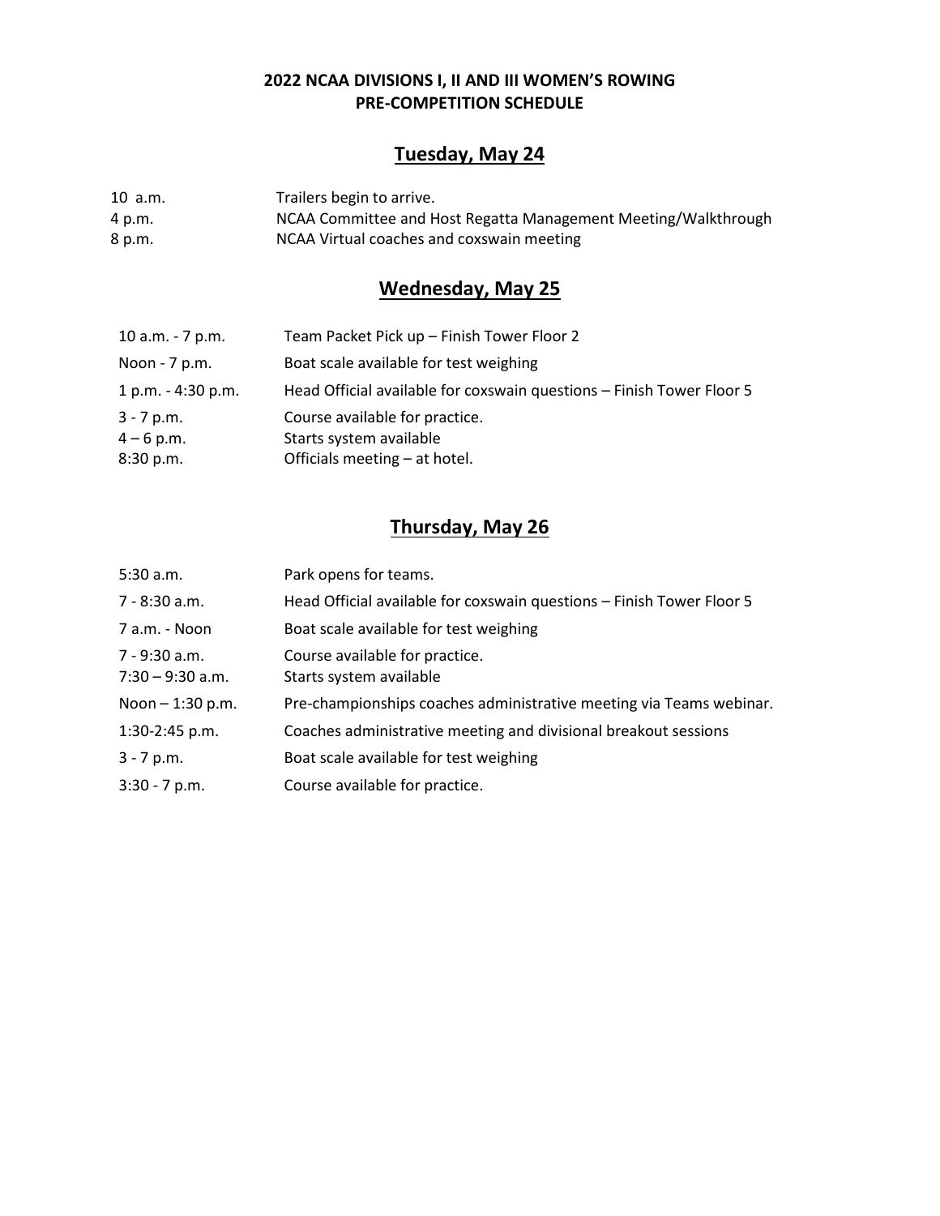**2022 NCAA DIVISIONS I, II AND III WOMEN'S ROWING**
**PRE-COMPETITION SCHEDULE**

## Tuesday, May 24

| | |
|---|---|
| 10 a.m. | Trailers begin to arrive. |
| 4 p.m. | NCAA Committee and Host Regatta Management Meeting/Walkthrough |
| 8 p.m. | NCAA Virtual coaches and coxswain meeting |

## Wednesday, May 25

| | |
|---|---|
| 10 a.m. - 7 p.m. | Team Packet Pick up – Finish Tower Floor 2 |
| Noon - 7 p.m. | Boat scale available for test weighing |
| 1 p.m. - 4:30 p.m. | Head Official available for coxswain questions – Finish Tower Floor 5 |
| 3 - 7 p.m. | Course available for practice. |
| 4 – 6 p.m. | Starts system available |
| 8:30 p.m. | Officials meeting – at hotel. |

## Thursday, May 26

| | |
|---|---|
| 5:30 a.m. | Park opens for teams. |
| 7 - 8:30 a.m. | Head Official available for coxswain questions – Finish Tower Floor 5 |
| 7 a.m. - Noon | Boat scale available for test weighing |
| 7 - 9:30 a.m. | Course available for practice. |
| 7:30 – 9:30 a.m. | Starts system available |
| Noon – 1:30 p.m. | Pre-championships coaches administrative meeting via Teams webinar. |
| 1:30-2:45 p.m. | Coaches administrative meeting and divisional breakout sessions |
| 3 - 7 p.m. | Boat scale available for test weighing |
| 3:30 - 7 p.m. | Course available for practice. |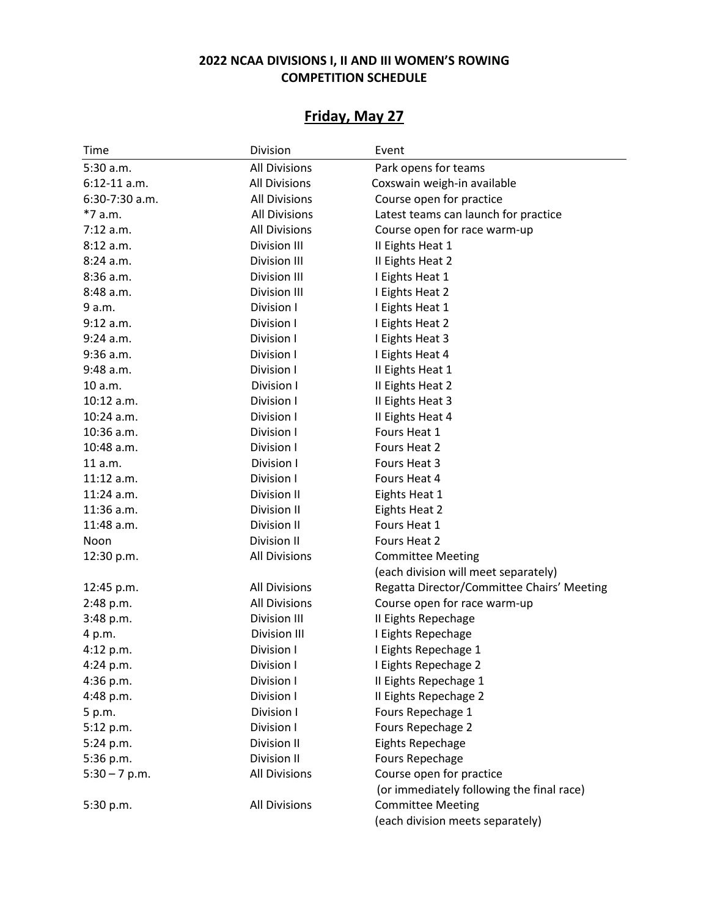**2022 NCAA DIVISIONS I, II AND III WOMEN'S ROWING**
**COMPETITION SCHEDULE**

## Friday, May 27

| Time | Division | Event |
|---|---|---|
| 5:30 a.m. | All Divisions | Park opens for teams |
| 6:12-11 a.m. | All Divisions | Coxswain weigh-in available |
| 6:30-7:30 a.m. | All Divisions | Course open for practice |
| *7 a.m. | All Divisions | Latest teams can launch for practice |
| 7:12 a.m. | All Divisions | Course open for race warm-up |
| 8:12 a.m. | Division III | II Eights Heat 1 |
| 8:24 a.m. | Division III | II Eights Heat 2 |
| 8:36 a.m. | Division III | I Eights Heat 1 |
| 8:48 a.m. | Division III | I Eights Heat 2 |
| 9 a.m. | Division I | I Eights Heat 1 |
| 9:12 a.m. | Division I | I Eights Heat 2 |
| 9:24 a.m. | Division I | I Eights Heat 3 |
| 9:36 a.m. | Division I | I Eights Heat 4 |
| 9:48 a.m. | Division I | II Eights Heat 1 |
| 10 a.m. | Division I | II Eights Heat 2 |
| 10:12 a.m. | Division I | II Eights Heat 3 |
| 10:24 a.m. | Division I | II Eights Heat 4 |
| 10:36 a.m. | Division I | Fours Heat 1 |
| 10:48 a.m. | Division I | Fours Heat 2 |
| 11 a.m. | Division I | Fours Heat 3 |
| 11:12 a.m. | Division I | Fours Heat 4 |
| 11:24 a.m. | Division II | Eights Heat 1 |
| 11:36 a.m. | Division II | Eights Heat 2 |
| 11:48 a.m. | Division II | Fours Heat 1 |
| Noon | Division II | Fours Heat 2 |
| 12:30 p.m. | All Divisions | Committee Meeting (each division will meet separately) |
| 12:45 p.m. | All Divisions | Regatta Director/Committee Chairs' Meeting |
| 2:48 p.m. | All Divisions | Course open for race warm-up |
| 3:48 p.m. | Division III | II Eights Repechage |
| 4 p.m. | Division III | I Eights Repechage |
| 4:12 p.m. | Division I | I Eights Repechage 1 |
| 4:24 p.m. | Division I | I Eights Repechage 2 |
| 4:36 p.m. | Division I | II Eights Repechage 1 |
| 4:48 p.m. | Division I | II Eights Repechage 2 |
| 5 p.m. | Division I | Fours Repechage 1 |
| 5:12 p.m. | Division I | Fours Repechage 2 |
| 5:24 p.m. | Division II | Eights Repechage |
| 5:36 p.m. | Division II | Fours Repechage |
| 5:30 – 7 p.m. | All Divisions | Course open for practice (or immediately following the final race) |
| 5:30 p.m. | All Divisions | Committee Meeting (each division meets separately) |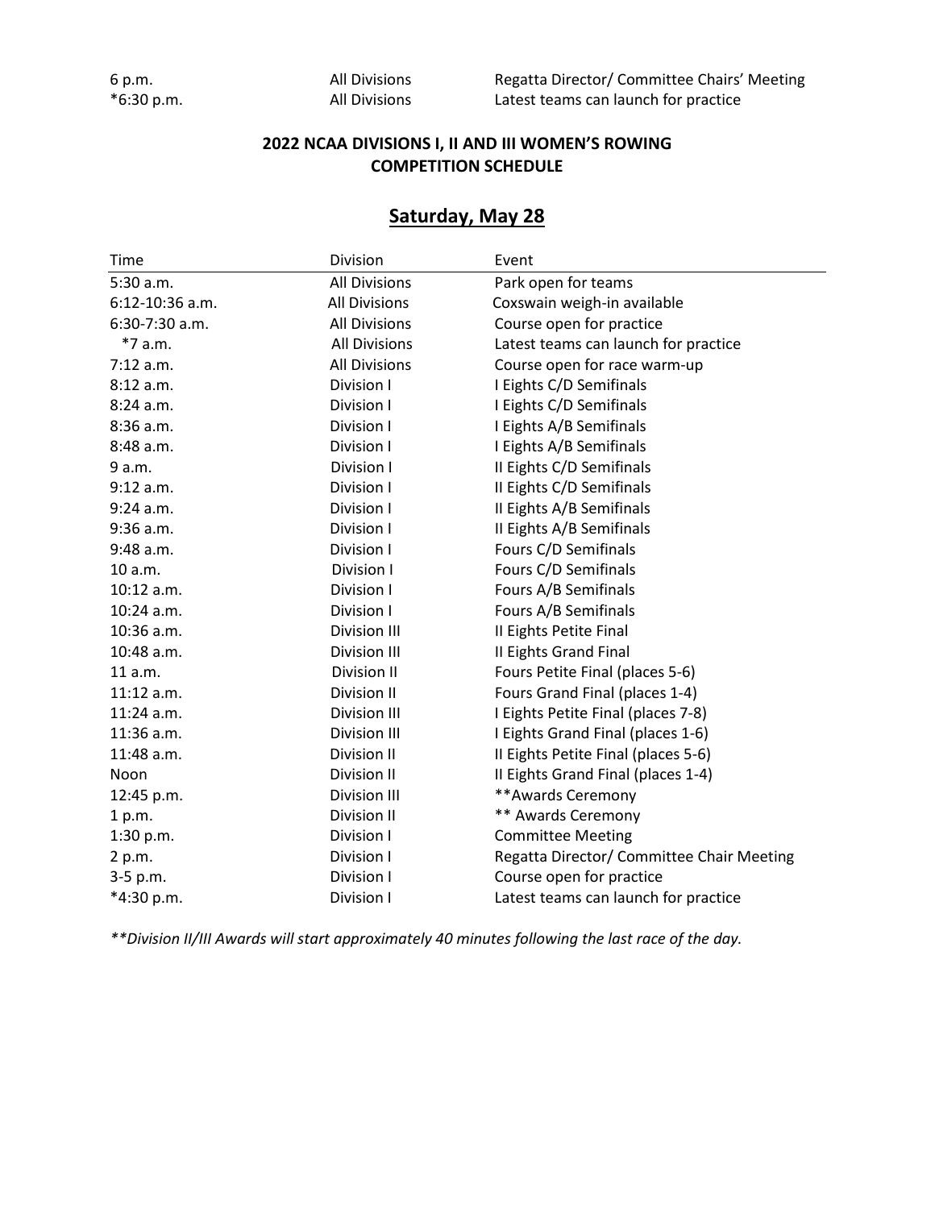| | | |
|---|---|---|
| 6 p.m. | All Divisions | Regatta Director/ Committee Chairs' Meeting |
| *6:30 p.m. | All Divisions | Latest teams can launch for practice |

**2022 NCAA DIVISIONS I, II AND III WOMEN'S ROWING**
**COMPETITION SCHEDULE**

## Saturday, May 28

| Time | Division | Event |
|---|---|---|
| 5:30 a.m. | All Divisions | Park open for teams |
| 6:12-10:36 a.m. | All Divisions | Coxswain weigh-in available |
| 6:30-7:30 a.m. | All Divisions | Course open for practice |
| *7 a.m. | All Divisions | Latest teams can launch for practice |
| 7:12 a.m. | All Divisions | Course open for race warm-up |
| 8:12 a.m. | Division I | I Eights C/D Semifinals |
| 8:24 a.m. | Division I | I Eights C/D Semifinals |
| 8:36 a.m. | Division I | I Eights A/B Semifinals |
| 8:48 a.m. | Division I | I Eights A/B Semifinals |
| 9 a.m. | Division I | II Eights C/D Semifinals |
| 9:12 a.m. | Division I | II Eights C/D Semifinals |
| 9:24 a.m. | Division I | II Eights A/B Semifinals |
| 9:36 a.m. | Division I | II Eights A/B Semifinals |
| 9:48 a.m. | Division I | Fours C/D Semifinals |
| 10 a.m. | Division I | Fours C/D Semifinals |
| 10:12 a.m. | Division I | Fours A/B Semifinals |
| 10:24 a.m. | Division I | Fours A/B Semifinals |
| 10:36 a.m. | Division III | II Eights Petite Final |
| 10:48 a.m. | Division III | II Eights Grand Final |
| 11 a.m. | Division II | Fours Petite Final (places 5-6) |
| 11:12 a.m. | Division II | Fours Grand Final (places 1-4) |
| 11:24 a.m. | Division III | I Eights Petite Final (places 7-8) |
| 11:36 a.m. | Division III | I Eights Grand Final (places 1-6) |
| 11:48 a.m. | Division II | II Eights Petite Final (places 5-6) |
| Noon | Division II | II Eights Grand Final (places 1-4) |
| 12:45 p.m. | Division III | **Awards Ceremony |
| 1 p.m. | Division II | ** Awards Ceremony |
| 1:30 p.m. | Division I | Committee Meeting |
| 2 p.m. | Division I | Regatta Director/ Committee Chair Meeting |
| 3-5 p.m. | Division I | Course open for practice |
| *4:30 p.m. | Division I | Latest teams can launch for practice |

*\*\*Division II/III Awards will start approximately 40 minutes following the last race of the day.*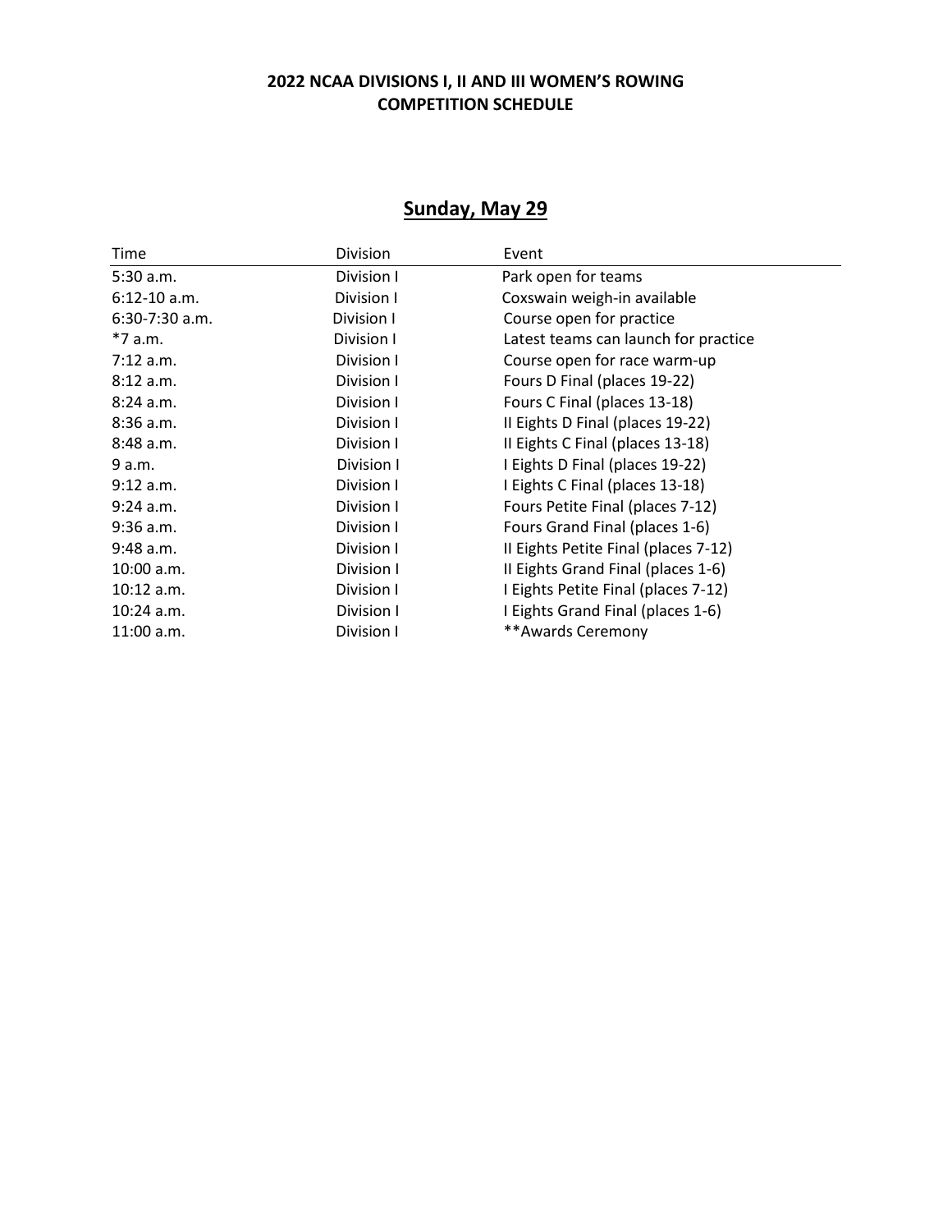**2022 NCAA DIVISIONS I, II AND III WOMEN'S ROWING COMPETITION SCHEDULE**

## Sunday, May 29

| Time | Division | Event |
|---|---|---|
| 5:30 a.m. | Division I | Park open for teams |
| 6:12-10 a.m. | Division I | Coxswain weigh-in available |
| 6:30-7:30 a.m. | Division I | Course open for practice |
| *7 a.m. | Division I | Latest teams can launch for practice |
| 7:12 a.m. | Division I | Course open for race warm-up |
| 8:12 a.m. | Division I | Fours D Final (places 19-22) |
| 8:24 a.m. | Division I | Fours C Final (places 13-18) |
| 8:36 a.m. | Division I | II Eights D Final (places 19-22) |
| 8:48 a.m. | Division I | II Eights C Final (places 13-18) |
| 9 a.m. | Division I | I Eights D Final (places 19-22) |
| 9:12 a.m. | Division I | I Eights C Final (places 13-18) |
| 9:24 a.m. | Division I | Fours Petite Final (places 7-12) |
| 9:36 a.m. | Division I | Fours Grand Final (places 1-6) |
| 9:48 a.m. | Division I | II Eights Petite Final (places 7-12) |
| 10:00 a.m. | Division I | II Eights Grand Final (places 1-6) |
| 10:12 a.m. | Division I | I Eights Petite Final (places 7-12) |
| 10:24 a.m. | Division I | I Eights Grand Final (places 1-6) |
| 11:00 a.m. | Division I | **Awards Ceremony |